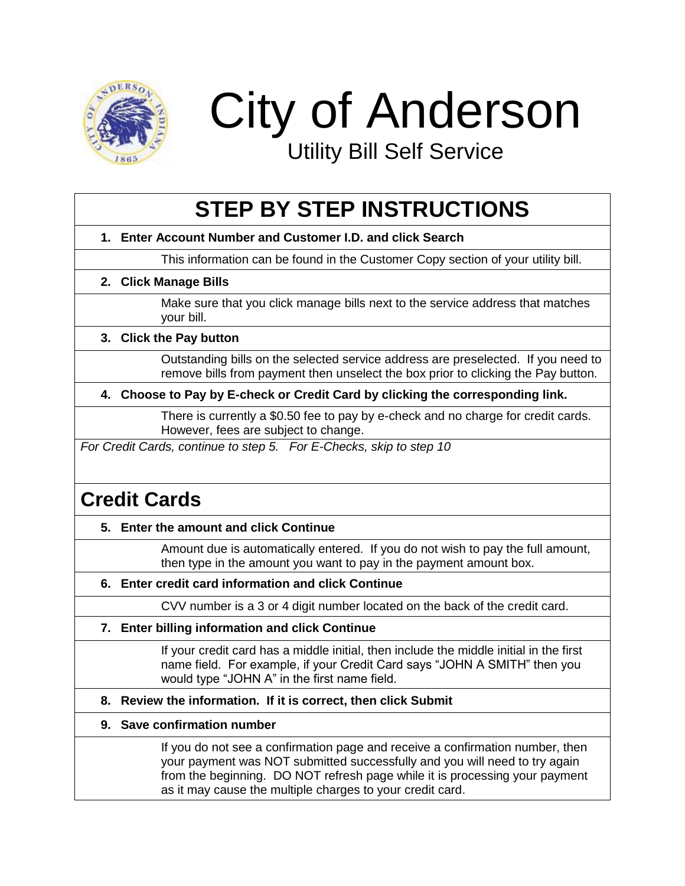# City of Anderson

Utility Bill Self Service

## STEP BY STEP INSTRUCTIONS

**1. Enter Account Number and Customer I.D. and click Search**

This information can be found in the Customer Copy section of your utility bill.

**2. Click Manage Bills**

Make sure that you click manage bills next to the service address that matches your bill.

**3. Click the Pay button**

Outstanding bills on the selected service address are preselected. If you need to remove bills from payment then unselect the box prior to clicking the Pay button.

**4. Choose to Pay by E-check or Credit Card by clicking the corresponding link.**

There is currently a $0.50 fee to pay by e-check and no charge for credit cards. However, fees are subject to change.

*For Credit Cards, continue to step 5. For E-Checks, skip to step 10*

## Credit Cards

**5. Enter the amount and click Continue**

Amount due is automatically entered. If you do not wish to pay the full amount, then type in the amount you want to pay in the payment amount box.

**6. Enter credit card information and click Continue**

CVV number is a 3 or 4 digit number located on the back of the credit card.

**7. Enter billing information and click Continue**

If your credit card has a middle initial, then include the middle initial in the first name field. For example, if your Credit Card says "JOHN A SMITH" then you would type "JOHN A" in the first name field.

**8. Review the information. If it is correct, then click Submit**

**9. Save confirmation number**

If you do not see a confirmation page and receive a confirmation number, then your payment was NOT submitted successfully and you will need to try again from the beginning. DO NOT refresh page while it is processing your payment as it may cause the multiple charges to your credit card.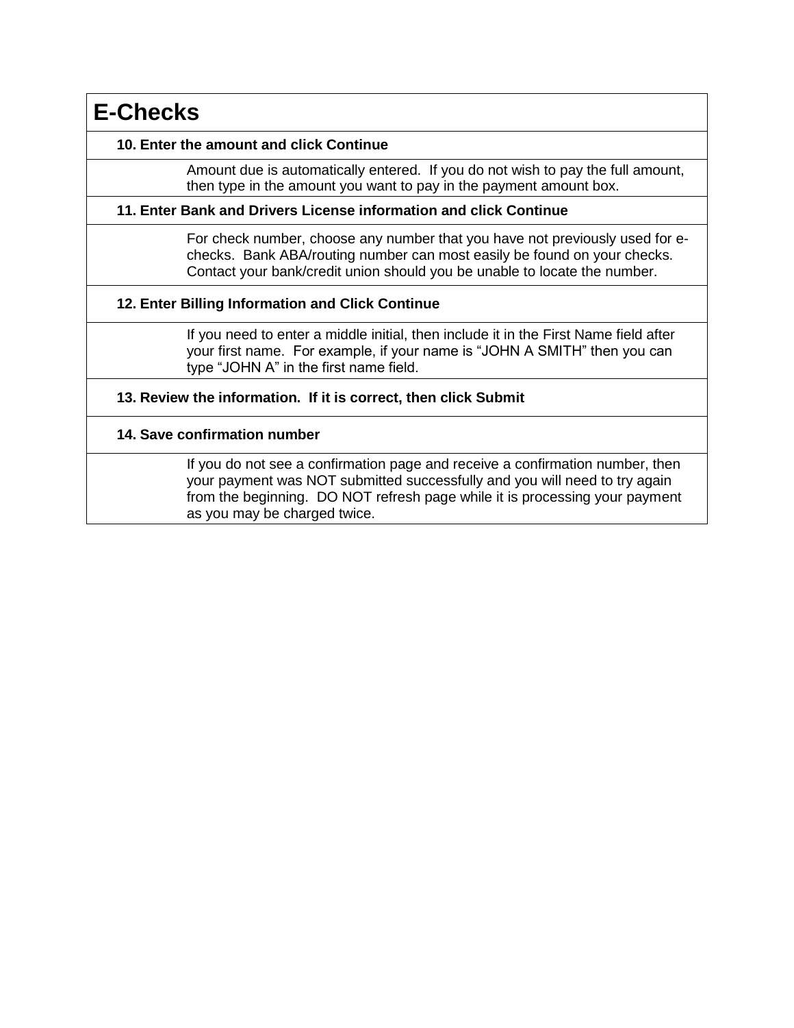## E-Checks

**10. Enter the amount and click Continue**

Amount due is automatically entered. If you do not wish to pay the full amount, then type in the amount you want to pay in the payment amount box.

**11. Enter Bank and Drivers License information and click Continue**

For check number, choose any number that you have not previously used for e-checks. Bank ABA/routing number can most easily be found on your checks. Contact your bank/credit union should you be unable to locate the number.

**12. Enter Billing Information and Click Continue**

If you need to enter a middle initial, then include it in the First Name field after your first name. For example, if your name is "JOHN A SMITH" then you can type "JOHN A" in the first name field.

**13. Review the information. If it is correct, then click Submit**

**14. Save confirmation number**

If you do not see a confirmation page and receive a confirmation number, then your payment was NOT submitted successfully and you will need to try again from the beginning. DO NOT refresh page while it is processing your payment as you may be charged twice.